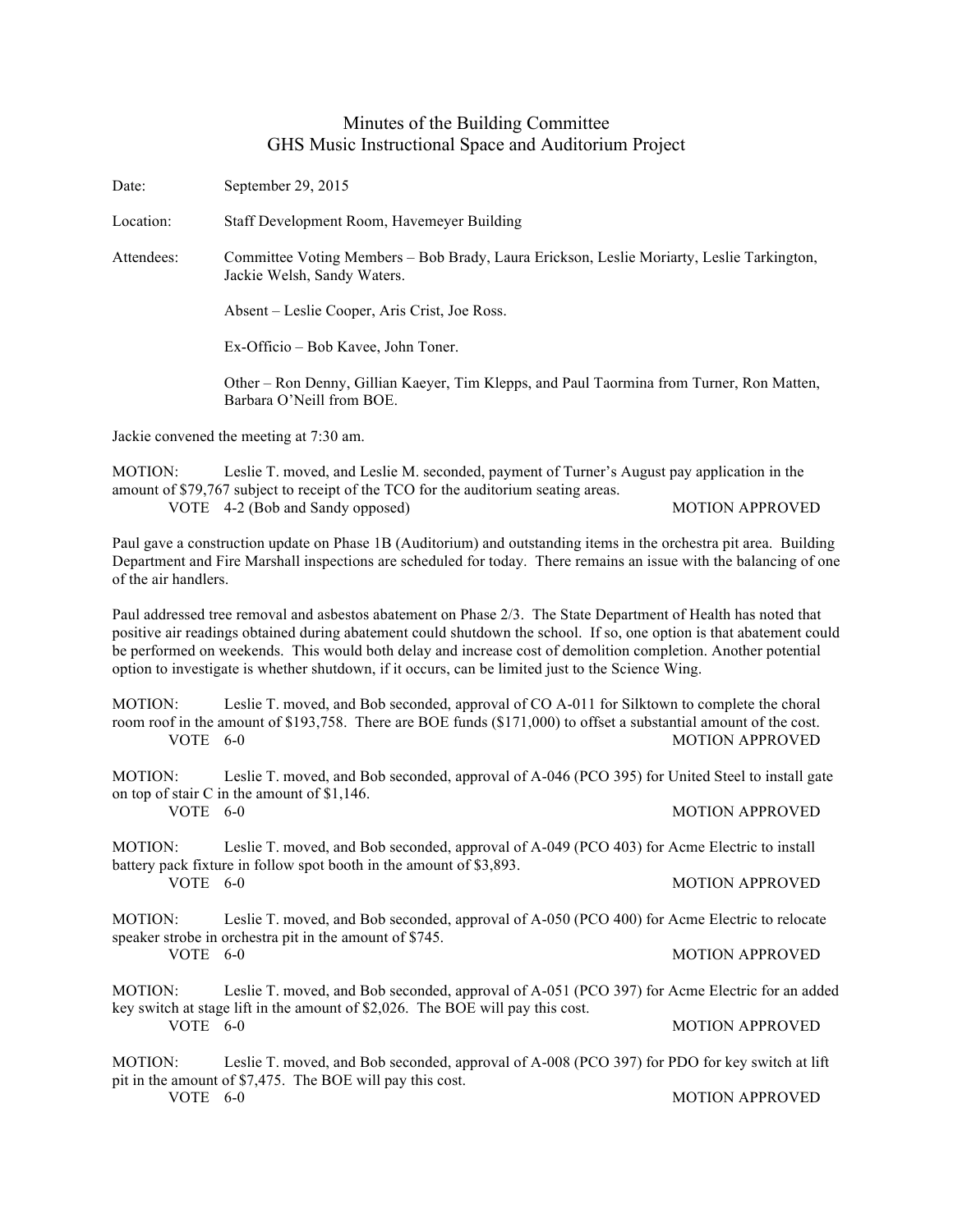# Minutes of the Building Committee
## GHS Music Instructional Space and Auditorium Project

Date: September 29, 2015

Location: Staff Development Room, Havemeyer Building

Attendees: Committee Voting Members – Bob Brady, Laura Erickson, Leslie Moriarty, Leslie Tarkington, Jackie Welsh, Sandy Waters.

Absent – Leslie Cooper, Aris Crist, Joe Ross.

Ex-Officio – Bob Kavee, John Toner.

Other – Ron Denny, Gillian Kaeyer, Tim Klepps, and Paul Taormina from Turner, Ron Matten, Barbara O'Neill from BOE.

Jackie convened the meeting at 7:30 am.

MOTION: Leslie T. moved, and Leslie M. seconded, payment of Turner's August pay application in the amount of $79,767 subject to receipt of the TCO for the auditorium seating areas.
VOTE 4-2 (Bob and Sandy opposed) MOTION APPROVED

Paul gave a construction update on Phase 1B (Auditorium) and outstanding items in the orchestra pit area. Building Department and Fire Marshall inspections are scheduled for today. There remains an issue with the balancing of one of the air handlers.

Paul addressed tree removal and asbestos abatement on Phase 2/3. The State Department of Health has noted that positive air readings obtained during abatement could shutdown the school. If so, one option is that abatement could be performed on weekends. This would both delay and increase cost of demolition completion. Another potential option to investigate is whether shutdown, if it occurs, can be limited just to the Science Wing.

MOTION: Leslie T. moved, and Bob seconded, approval of CO A-011 for Silktown to complete the choral room roof in the amount of $193,758. There are BOE funds ($171,000) to offset a substantial amount of the cost.
VOTE 6-0 MOTION APPROVED

MOTION: Leslie T. moved, and Bob seconded, approval of A-046 (PCO 395) for United Steel to install gate on top of stair C in the amount of $1,146.
VOTE 6-0 MOTION APPROVED

MOTION: Leslie T. moved, and Bob seconded, approval of A-049 (PCO 403) for Acme Electric to install battery pack fixture in follow spot booth in the amount of $3,893.
VOTE 6-0 MOTION APPROVED

MOTION: Leslie T. moved, and Bob seconded, approval of A-050 (PCO 400) for Acme Electric to relocate speaker strobe in orchestra pit in the amount of $745.
VOTE 6-0 MOTION APPROVED

MOTION: Leslie T. moved, and Bob seconded, approval of A-051 (PCO 397) for Acme Electric for an added key switch at stage lift in the amount of $2,026. The BOE will pay this cost.
VOTE 6-0 MOTION APPROVED

MOTION: Leslie T. moved, and Bob seconded, approval of A-008 (PCO 397) for PDO for key switch at lift pit in the amount of $7,475. The BOE will pay this cost.
VOTE 6-0 MOTION APPROVED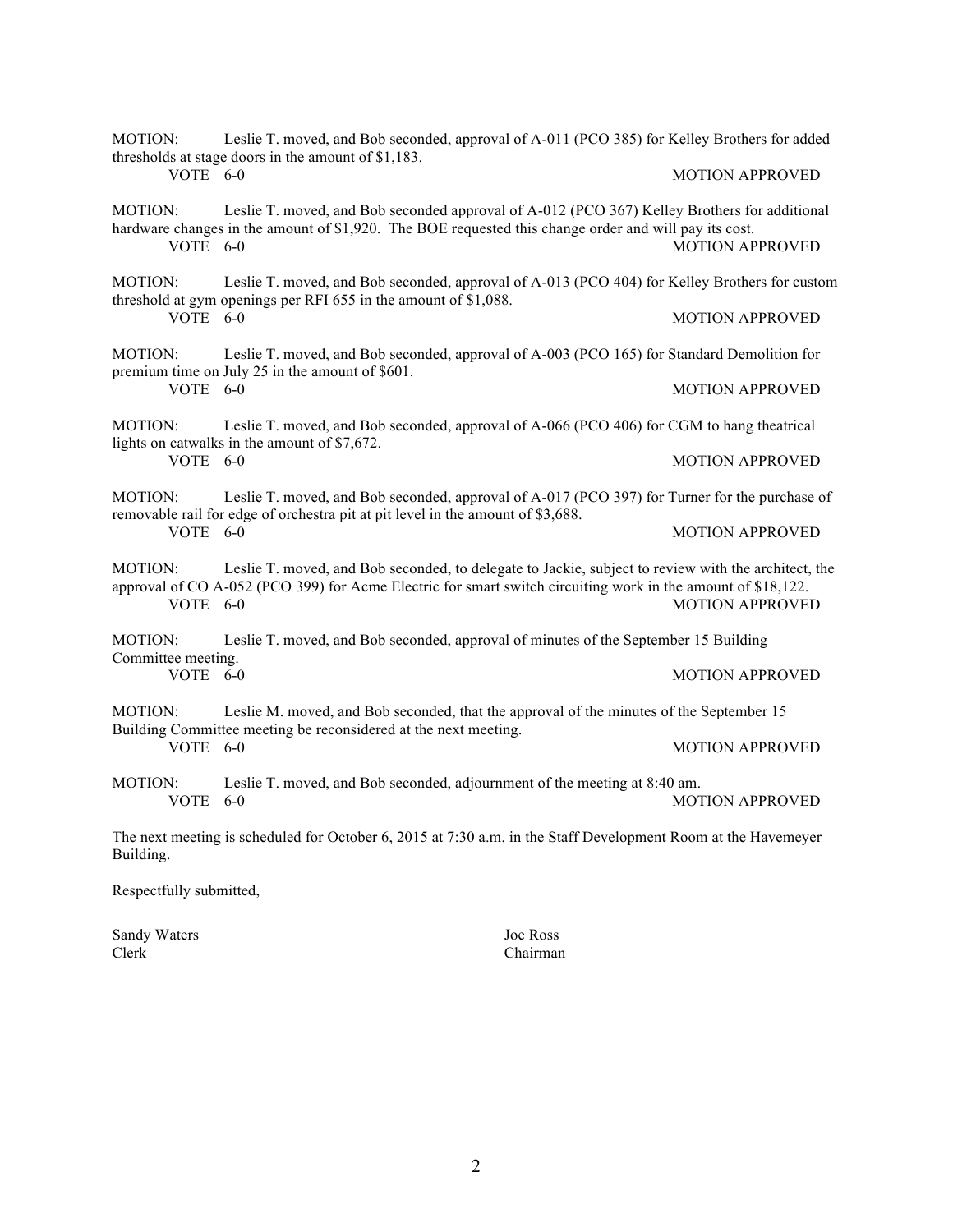MOTION: Leslie T. moved, and Bob seconded, approval of A-011 (PCO 385) for Kelley Brothers for added thresholds at stage doors in the amount of $1,183.
VOTE 6-0 MOTION APPROVED

MOTION: Leslie T. moved, and Bob seconded approval of A-012 (PCO 367) Kelley Brothers for additional hardware changes in the amount of $1,920. The BOE requested this change order and will pay its cost.
VOTE 6-0 MOTION APPROVED

MOTION: Leslie T. moved, and Bob seconded, approval of A-013 (PCO 404) for Kelley Brothers for custom threshold at gym openings per RFI 655 in the amount of $1,088.
VOTE 6-0 MOTION APPROVED

MOTION: Leslie T. moved, and Bob seconded, approval of A-003 (PCO 165) for Standard Demolition for premium time on July 25 in the amount of $601.
VOTE 6-0 MOTION APPROVED

MOTION: Leslie T. moved, and Bob seconded, approval of A-066 (PCO 406) for CGM to hang theatrical lights on catwalks in the amount of $7,672.
VOTE 6-0 MOTION APPROVED

MOTION: Leslie T. moved, and Bob seconded, approval of A-017 (PCO 397) for Turner for the purchase of removable rail for edge of orchestra pit at pit level in the amount of $3,688.
VOTE 6-0 MOTION APPROVED

MOTION: Leslie T. moved, and Bob seconded, to delegate to Jackie, subject to review with the architect, the approval of CO A-052 (PCO 399) for Acme Electric for smart switch circuiting work in the amount of $18,122.
VOTE 6-0 MOTION APPROVED

MOTION: Leslie T. moved, and Bob seconded, approval of minutes of the September 15 Building Committee meeting.
VOTE 6-0 MOTION APPROVED

MOTION: Leslie M. moved, and Bob seconded, that the approval of the minutes of the September 15 Building Committee meeting be reconsidered at the next meeting.
VOTE 6-0 MOTION APPROVED

MOTION: Leslie T. moved, and Bob seconded, adjournment of the meeting at 8:40 am.
VOTE 6-0 MOTION APPROVED

The next meeting is scheduled for October 6, 2015 at 7:30 a.m. in the Staff Development Room at the Havemeyer Building.

Respectfully submitted,

Sandy Waters
Clerk

Joe Ross
Chairman